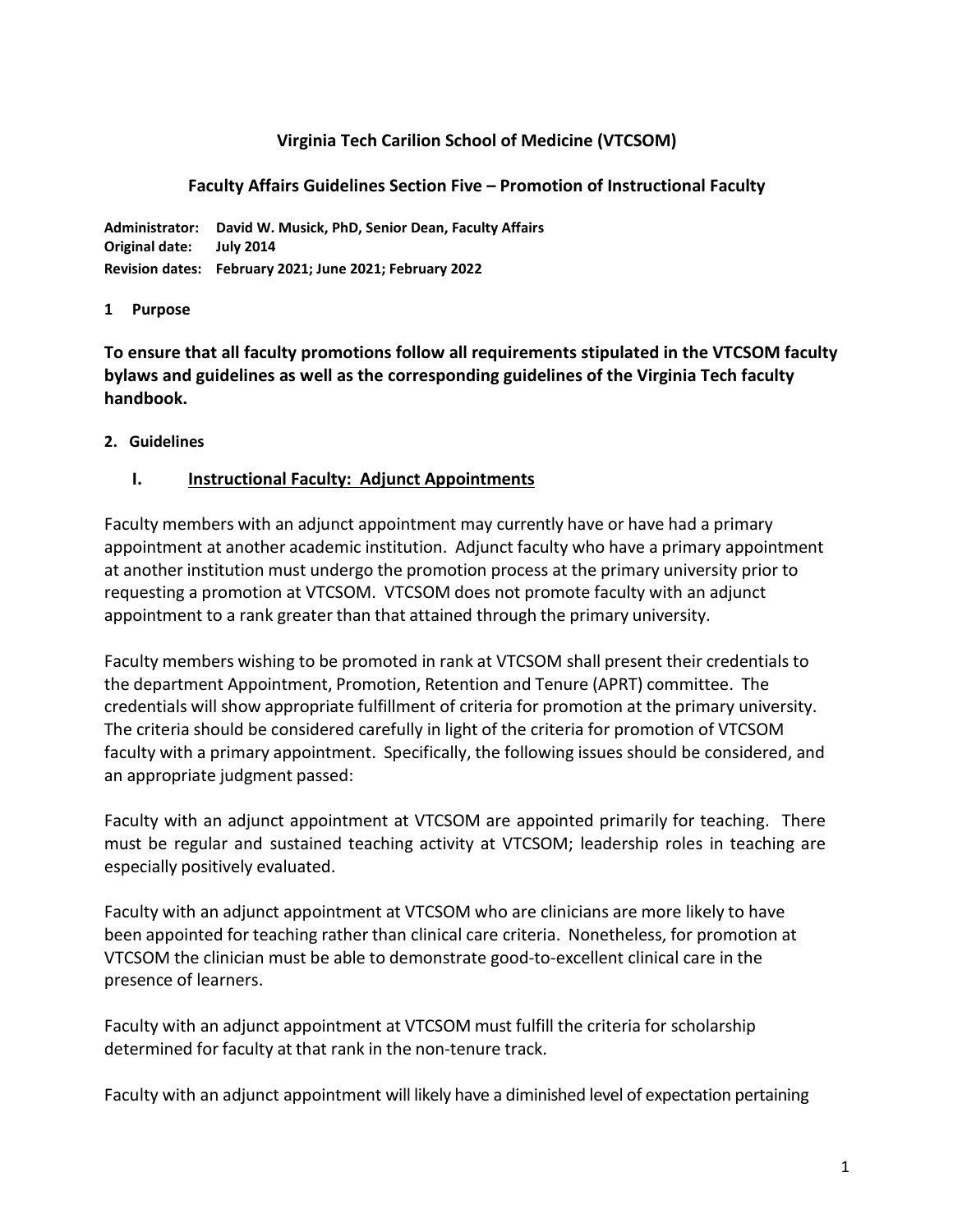# Virginia Tech Carilion School of Medicine (VTCSOM)

## Faculty Affairs Guidelines Section Five – Promotion of Instructional Faculty

**Administrator:** **David W. Musick, PhD, Senior Dean, Faculty Affairs**
**Original date:** **July 2014**
**Revision dates:** **February 2021; June 2021; February 2022**

**1 Purpose**

**To ensure that all faculty promotions follow all requirements stipulated in the VTCSOM faculty bylaws and guidelines as well as the corresponding guidelines of the Virginia Tech faculty handbook.**

**2. Guidelines**

### I. Instructional Faculty: Adjunct Appointments

Faculty members with an adjunct appointment may currently have or have had a primary appointment at another academic institution. Adjunct faculty who have a primary appointment at another institution must undergo the promotion process at the primary university prior to requesting a promotion at VTCSOM. VTCSOM does not promote faculty with an adjunct appointment to a rank greater than that attained through the primary university.

Faculty members wishing to be promoted in rank at VTCSOM shall present their credentials to the department Appointment, Promotion, Retention and Tenure (APRT) committee. The credentials will show appropriate fulfillment of criteria for promotion at the primary university. The criteria should be considered carefully in light of the criteria for promotion of VTCSOM faculty with a primary appointment. Specifically, the following issues should be considered, and an appropriate judgment passed:

Faculty with an adjunct appointment at VTCSOM are appointed primarily for teaching. There must be regular and sustained teaching activity at VTCSOM; leadership roles in teaching are especially positively evaluated.

Faculty with an adjunct appointment at VTCSOM who are clinicians are more likely to have been appointed for teaching rather than clinical care criteria. Nonetheless, for promotion at VTCSOM the clinician must be able to demonstrate good-to-excellent clinical care in the presence of learners.

Faculty with an adjunct appointment at VTCSOM must fulfill the criteria for scholarship determined for faculty at that rank in the non-tenure track.

Faculty with an adjunct appointment will likely have a diminished level of expectation pertaining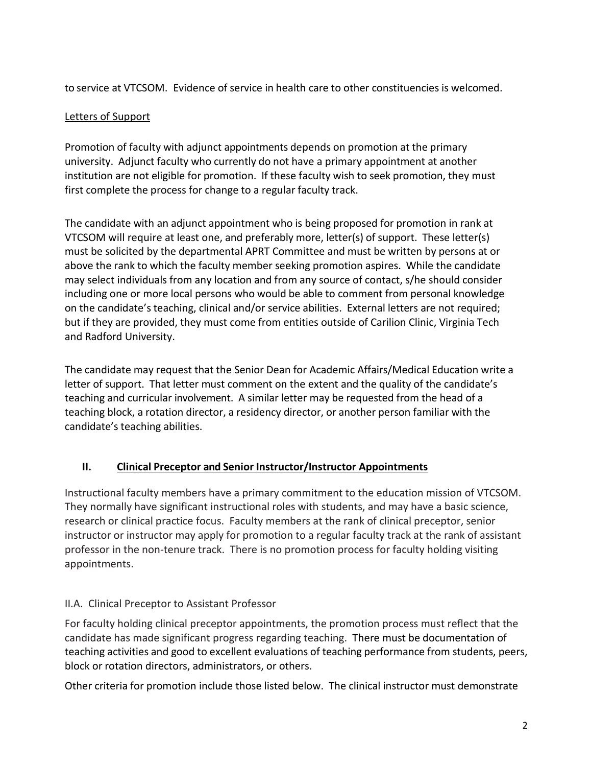to service at VTCSOM. Evidence of service in health care to other constituencies is welcomed.

Letters of Support

Promotion of faculty with adjunct appointments depends on promotion at the primary university. Adjunct faculty who currently do not have a primary appointment at another institution are not eligible for promotion. If these faculty wish to seek promotion, they must first complete the process for change to a regular faculty track.

The candidate with an adjunct appointment who is being proposed for promotion in rank at VTCSOM will require at least one, and preferably more, letter(s) of support. These letter(s) must be solicited by the departmental APRT Committee and must be written by persons at or above the rank to which the faculty member seeking promotion aspires. While the candidate may select individuals from any location and from any source of contact, s/he should consider including one or more local persons who would be able to comment from personal knowledge on the candidate's teaching, clinical and/or service abilities. External letters are not required; but if they are provided, they must come from entities outside of Carilion Clinic, Virginia Tech and Radford University.

The candidate may request that the Senior Dean for Academic Affairs/Medical Education write a letter of support. That letter must comment on the extent and the quality of the candidate's teaching and curricular involvement. A similar letter may be requested from the head of a teaching block, a rotation director, a residency director, or another person familiar with the candidate's teaching abilities.

## II. Clinical Preceptor and Senior Instructor/Instructor Appointments

Instructional faculty members have a primary commitment to the education mission of VTCSOM. They normally have significant instructional roles with students, and may have a basic science, research or clinical practice focus. Faculty members at the rank of clinical preceptor, senior instructor or instructor may apply for promotion to a regular faculty track at the rank of assistant professor in the non-tenure track. There is no promotion process for faculty holding visiting appointments.

### II.A. Clinical Preceptor to Assistant Professor

For faculty holding clinical preceptor appointments, the promotion process must reflect that the candidate has made significant progress regarding teaching. There must be documentation of teaching activities and good to excellent evaluations of teaching performance from students, peers, block or rotation directors, administrators, or others.

Other criteria for promotion include those listed below. The clinical instructor must demonstrate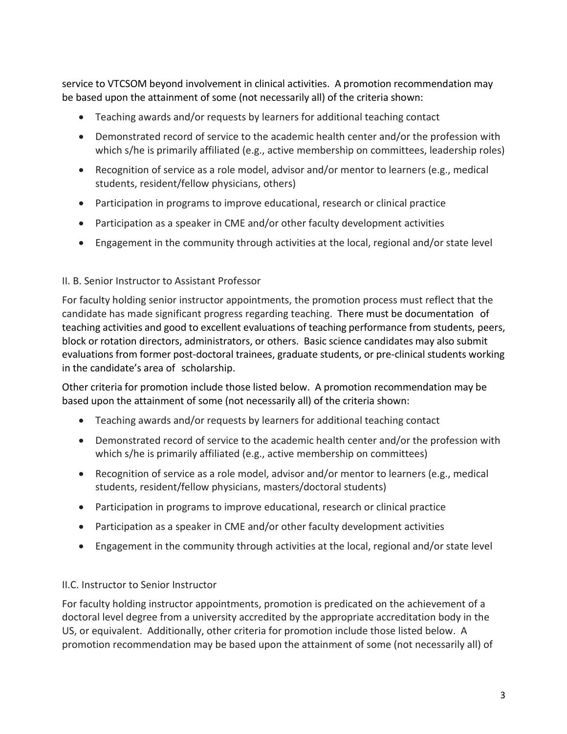service to VTCSOM beyond involvement in clinical activities. A promotion recommendation may be based upon the attainment of some (not necessarily all) of the criteria shown:

- Teaching awards and/or requests by learners for additional teaching contact
- Demonstrated record of service to the academic health center and/or the profession with which s/he is primarily affiliated (e.g., active membership on committees, leadership roles)
- Recognition of service as a role model, advisor and/or mentor to learners (e.g., medical students, resident/fellow physicians, others)
- Participation in programs to improve educational, research or clinical practice
- Participation as a speaker in CME and/or other faculty development activities
- Engagement in the community through activities at the local, regional and/or state level

### II. B. Senior Instructor to Assistant Professor

For faculty holding senior instructor appointments, the promotion process must reflect that the candidate has made significant progress regarding teaching. There must be documentation of teaching activities and good to excellent evaluations of teaching performance from students, peers, block or rotation directors, administrators, or others. Basic science candidates may also submit evaluations from former post-doctoral trainees, graduate students, or pre-clinical students working in the candidate's area of scholarship.

Other criteria for promotion include those listed below. A promotion recommendation may be based upon the attainment of some (not necessarily all) of the criteria shown:

- Teaching awards and/or requests by learners for additional teaching contact
- Demonstrated record of service to the academic health center and/or the profession with which s/he is primarily affiliated (e.g., active membership on committees)
- Recognition of service as a role model, advisor and/or mentor to learners (e.g., medical students, resident/fellow physicians, masters/doctoral students)
- Participation in programs to improve educational, research or clinical practice
- Participation as a speaker in CME and/or other faculty development activities
- Engagement in the community through activities at the local, regional and/or state level

### II.C. Instructor to Senior Instructor

For faculty holding instructor appointments, promotion is predicated on the achievement of a doctoral level degree from a university accredited by the appropriate accreditation body in the US, or equivalent. Additionally, other criteria for promotion include those listed below. A promotion recommendation may be based upon the attainment of some (not necessarily all) of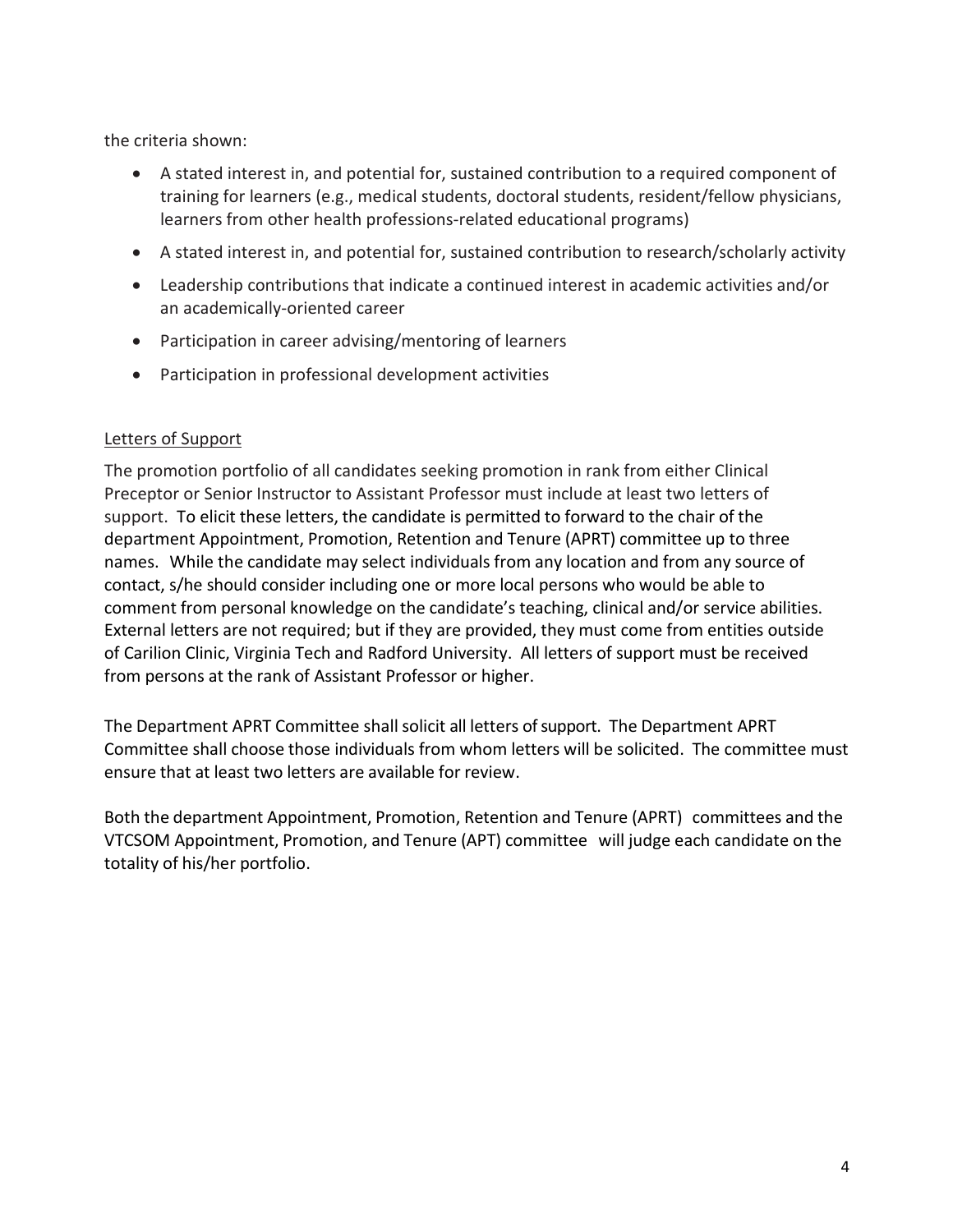the criteria shown:

- A stated interest in, and potential for, sustained contribution to a required component of training for learners (e.g., medical students, doctoral students, resident/fellow physicians, learners from other health professions-related educational programs)
- A stated interest in, and potential for, sustained contribution to research/scholarly activity
- Leadership contributions that indicate a continued interest in academic activities and/or an academically-oriented career
- Participation in career advising/mentoring of learners
- Participation in professional development activities

<u>Letters of Support</u>

The promotion portfolio of all candidates seeking promotion in rank from either Clinical Preceptor or Senior Instructor to Assistant Professor must include at least two letters of support. To elicit these letters, the candidate is permitted to forward to the chair of the department Appointment, Promotion, Retention and Tenure (APRT) committee up to three names. While the candidate may select individuals from any location and from any source of contact, s/he should consider including one or more local persons who would be able to comment from personal knowledge on the candidate's teaching, clinical and/or service abilities. External letters are not required; but if they are provided, they must come from entities outside of Carilion Clinic, Virginia Tech and Radford University. All letters of support must be received from persons at the rank of Assistant Professor or higher.

The Department APRT Committee shall solicit all letters of support. The Department APRT Committee shall choose those individuals from whom letters will be solicited. The committee must ensure that at least two letters are available for review.

Both the department Appointment, Promotion, Retention and Tenure (APRT) committees and the VTCSOM Appointment, Promotion, and Tenure (APT) committee will judge each candidate on the totality of his/her portfolio.